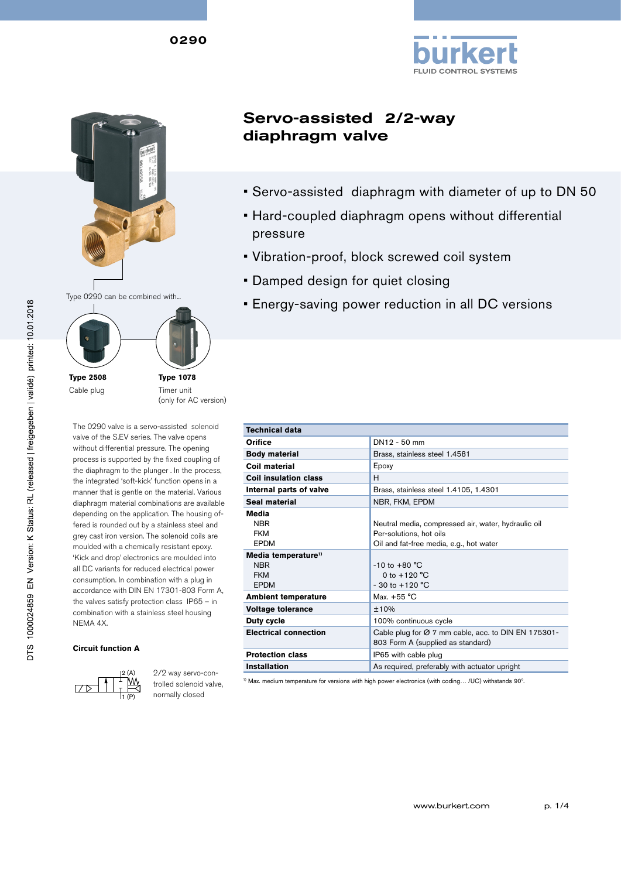# Servo-assisted 2/2-way diaphragm valve

- Servo-assisted diaphragm with diameter of up to DN 50
- Hard-coupled diaphragm opens without differential pressure
- Vibration-proof, block screwed coil system
- Damped design for quiet closing
- Energy-saving power reduction in all DC versions

Type 0290 can be combined with...

**Type 2508**
Cable plug

**Type 1078**
Timer unit
(only for AC version)

The 0290 valve is a servo-assisted solenoid valve of the S.EV series. The valve opens without differential pressure. The opening process is supported by the fixed coupling of the diaphragm to the plunger . In the process, the integrated 'soft-kick' function opens in a manner that is gentle on the material. Various diaphragm material combinations are available depending on the application. The housing offered is rounded out by a stainless steel and grey cast iron version. The solenoid coils are moulded with a chemically resistant epoxy. 'Kick and drop' electronics are moulded into all DC variants for reduced electrical power consumption. In combination with a plug in accordance with DIN EN 17301-803 Form A, the valves satisfy protection class IP65 – in combination with a stainless steel housing NEMA 4X.

**Circuit function A**

2 (A)
1 (P)

2/2 way servo-controlled solenoid valve, normally closed

| Technical data | |
|---|---|
| **Orifice** | DN12 - 50 mm |
| **Body material** | Brass, stainless steel 1.4581 |
| **Coil material** | Epoxy |
| **Coil insulation class** | H |
| **Internal parts of valve** | Brass, stainless steel 1.4105, 1.4301 |
| **Seal material** | NBR, FKM, EPDM |
| **Media** | |
| NBR | Neutral media, compressed air, water, hydraulic oil |
| FKM | Per-solutions, hot oils |
| EPDM | Oil and fat-free media, e.g., hot water |
| **Media temperature**[1] | |
| NBR | -10 to +80 °C |
| FKM | 0 to +120 °C |
| EPDM | - 30 to +120 °C |
| **Ambient temperature** | Max. +55 °C |
| **Voltage tolerance** | ±10% |
| **Duty cycle** | 100% continuous cycle |
| **Electrical connection** | Cable plug for Ø 7 mm cable, acc. to DIN EN 175301-803 Form A (supplied as standard) |
| **Protection class** | IP65 with cable plug |
| **Installation** | As required, preferably with actuator upright |

[1] Max. medium temperature for versions with high power electronics (with coding… /UC) withstands 90°.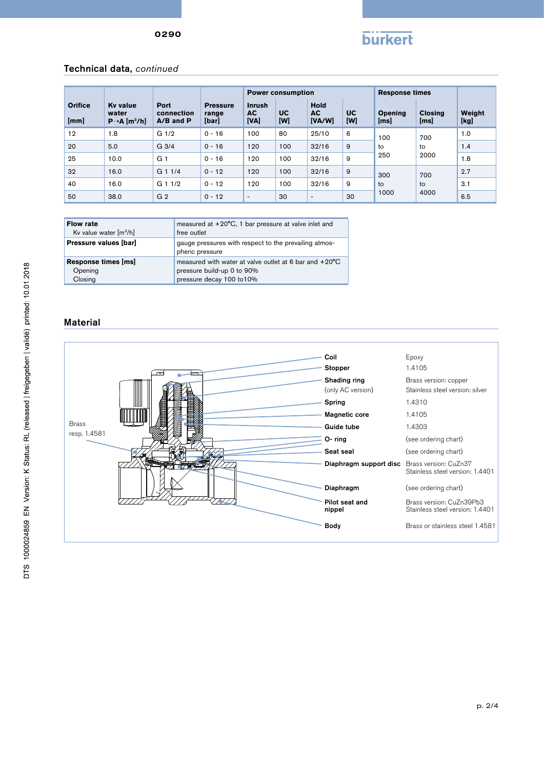## Technical data, *continued*

| Orifice [mm] | Kv value water P→A [m³/h] | Port connection A/B and P | Pressure range [bar] | Power consumption | | | | Response times | | Weight [kg] |
|---|---|---|---|---|---|---|---|---|---|---|
| | | | | Inrush AC [VA] | UC [W] | Hold AC [VA/W] | UC [W] | Opening [ms] | Closing [ms] | |
| 12 | 1.8 | G 1/2 | 0 - 16 | 100 | 80 | 25/10 | 6 | 100 to 250 | 700 to 2000 | 1.0 |
| 20 | 5.0 | G 3/4 | 0 - 16 | 120 | 100 | 32/16 | 9 | | | 1.4 |
| 25 | 10.0 | G 1 | 0 - 16 | 120 | 100 | 32/16 | 9 | | | 1.8 |
| 32 | 16.0 | G 1 1/4 | 0 - 12 | 120 | 100 | 32/16 | 9 | 300 to 1000 | 700 to 4000 | 2.7 |
| 40 | 16.0 | G 1 1/2 | 0 - 12 | 120 | 100 | 32/16 | 9 | | | 3.1 |
| 50 | 38.0 | G 2 | 0 - 12 | - | 30 | - | 30 | | | 6.5 |

| | |
|---|---|
| **Flow rate** Kv value water [m³/h] | measured at +20°C, 1 bar pressure at valve inlet and free outlet |
| **Pressure values [bar]** | gauge pressures with respect to the prevailing atmospheric pressure |
| **Response times [ms]** Opening Closing | measured with water at valve outlet at 6 bar and +20°C pressure build-up 0 to 90% pressure decay 100 to10% |

## Material

Brass resp. 1.4581

| Part | Material |
|---|---|
| **Coil** | Epoxy |
| **Stopper** | 1.4105 |
| **Shading ring** (only AC version) | Brass version: copper Stainless steel version: silver |
| **Spring** | 1.4310 |
| **Magnetic core** | 1.4105 |
| **Guide tube** | 1.4303 |
| **O- ring** | (see ordering chart) |
| **Seat seal** | (see ordering chart) |
| **Diaphragm support disc** | Brass version: CuZn37 Stainless steel version: 1.4401 |
| **Diaphragm** | (see ordering chart) |
| **Pilot seat and nippel** | Brass version: CuZn39Pb3 Stainless steel version: 1.4401 |
| **Body** | Brass or stainless steel 1.4581 |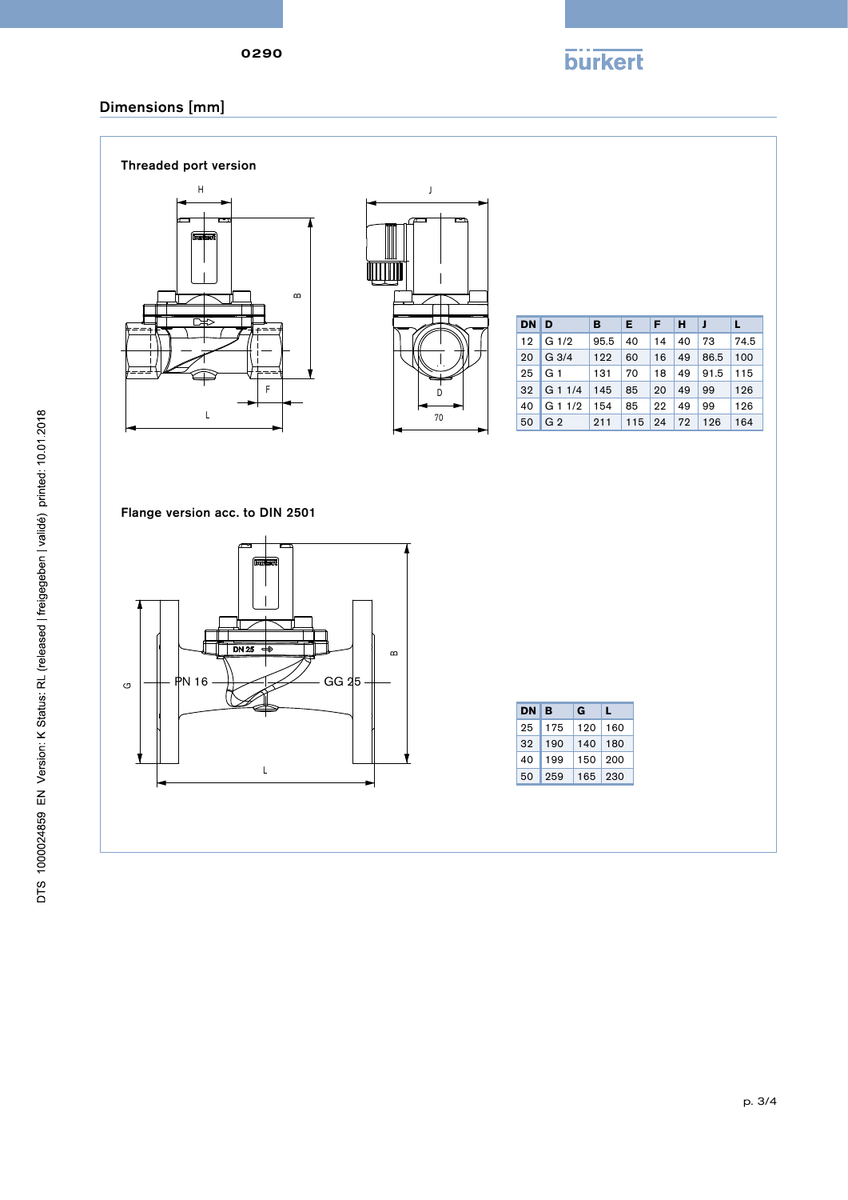## Dimensions [mm]

### Threaded port version

| DN | D | B | E | F | H | J | L |
|---|---|---|---|---|---|---|---|
| 12 | G 1/2 | 95.5 | 40 | 14 | 40 | 73 | 74.5 |
| 20 | G 3/4 | 122 | 60 | 16 | 49 | 86.5 | 100 |
| 25 | G 1 | 131 | 70 | 18 | 49 | 91.5 | 115 |
| 32 | G 1 1/4 | 145 | 85 | 20 | 49 | 99 | 126 |
| 40 | G 1 1/2 | 154 | 85 | 22 | 49 | 99 | 126 |
| 50 | G 2 | 211 | 115 | 24 | 72 | 126 | 164 |

### Flange version acc. to DIN 2501

| DN | B | G | L |
|---|---|---|---|
| 25 | 175 | 120 | 160 |
| 32 | 190 | 140 | 180 |
| 40 | 199 | 150 | 200 |
| 50 | 259 | 165 | 230 |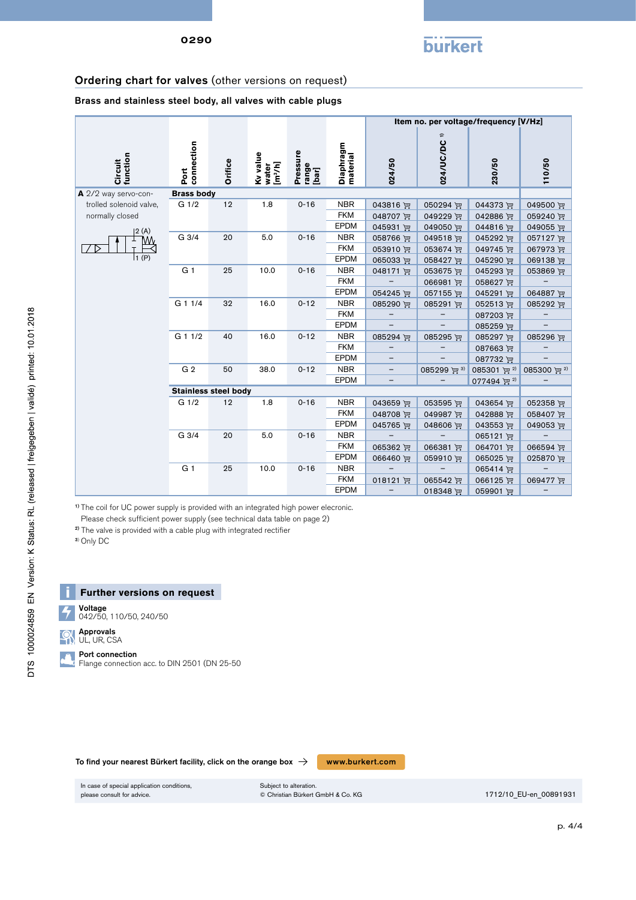## Ordering chart for valves (other versions on request)

### Brass and stainless steel body, all valves with cable plugs

| Circuit function | Port connection | Orifice | Kv value water [m³/h] | Pressure range [bar] | Diaphragm material | Item no. per voltage/frequency [V/Hz] 024/50 | 024/UC/DC [1] | 230/50 | 110/50 |
|---|---|---|---|---|---|---|---|---|---|
| **A** 2/2 way servo-controlled solenoid valve, normally closed | **Brass body** | | | | | | | | |
| | G 1/2 | 12 | 1.8 | 0-16 | NBR | 043816 | 050294 | 044373 | 049500 |
| | | | | | FKM | 048707 | 049229 | 042886 | 059240 |
| | | | | | EPDM | 045931 | 049050 | 044816 | 049055 |
| | G 3/4 | 20 | 5.0 | 0-16 | NBR | 058766 | 049518 | 045292 | 057127 |
| | | | | | FKM | 053910 | 053674 | 049745 | 067973 |
| | | | | | EPDM | 065033 | 058427 | 045290 | 069138 |
| | G 1 | 25 | 10.0 | 0-16 | NBR | 048171 | 053675 | 045293 | 053869 |
| | | | | | FKM | – | 066981 | 058627 | – |
| | | | | | EPDM | 054245 | 057155 | 045291 | 064887 |
| | G 1 1/4 | 32 | 16.0 | 0-12 | NBR | 085290 | 085291 | 052513 | 085292 |
| | | | | | FKM | – | – | 087203 | – |
| | | | | | EPDM | – | – | 085259 | – |
| | G 1 1/2 | 40 | 16.0 | 0-12 | NBR | 085294 | 085295 | 085297 | 085296 |
| | | | | | FKM | – | – | 087663 | – |
| | | | | | EPDM | – | – | 087732 | – |
| | G 2 | 50 | 38.0 | 0-12 | NBR | – | 085299 [3] | 085301 [2] | 085300 [2] |
| | | | | | EPDM | – | – | 077494 [2] | – |
| | **Stainless steel body** | | | | | | | | |
| | G 1/2 | 12 | 1.8 | 0-16 | NBR | 043659 | 053595 | 043654 | 052358 |
| | | | | | FKM | 048708 | 049987 | 042888 | 058407 |
| | | | | | EPDM | 045765 | 048606 | 043553 | 049053 |
| | G 3/4 | 20 | 5.0 | 0-16 | NBR | – | – | 065121 | – |
| | | | | | FKM | 065362 | 066381 | 064701 | 066594 |
| | | | | | EPDM | 066460 | 059910 | 065025 | 025870 |
| | G 1 | 25 | 10.0 | 0-16 | NBR | – | – | 065414 | – |
| | | | | | FKM | 018121 | 065542 | 066125 | 069477 |
| | | | | | EPDM | – | 018348 | 059901 | – |

[1] The coil for UC power supply is provided with an integrated high power elecronic.
Please check sufficient power supply (see technical data table on page 2)
[2] The valve is provided with a cable plug with integrated rectifier
[3] Only DC

### Further versions on request

**Voltage**
042/50, 110/50, 240/50

**Approvals**
UL, UR, CSA

**Port connection**
Flange connection acc. to DIN 2501 (DN 25-50

To find your nearest Bürkert facility, click on the orange box → **www.burkert.com**

In case of special application conditions, please consult for advice.

Subject to alteration.
© Christian Bürkert GmbH & Co. KG

1712/10_EU-en_00891931